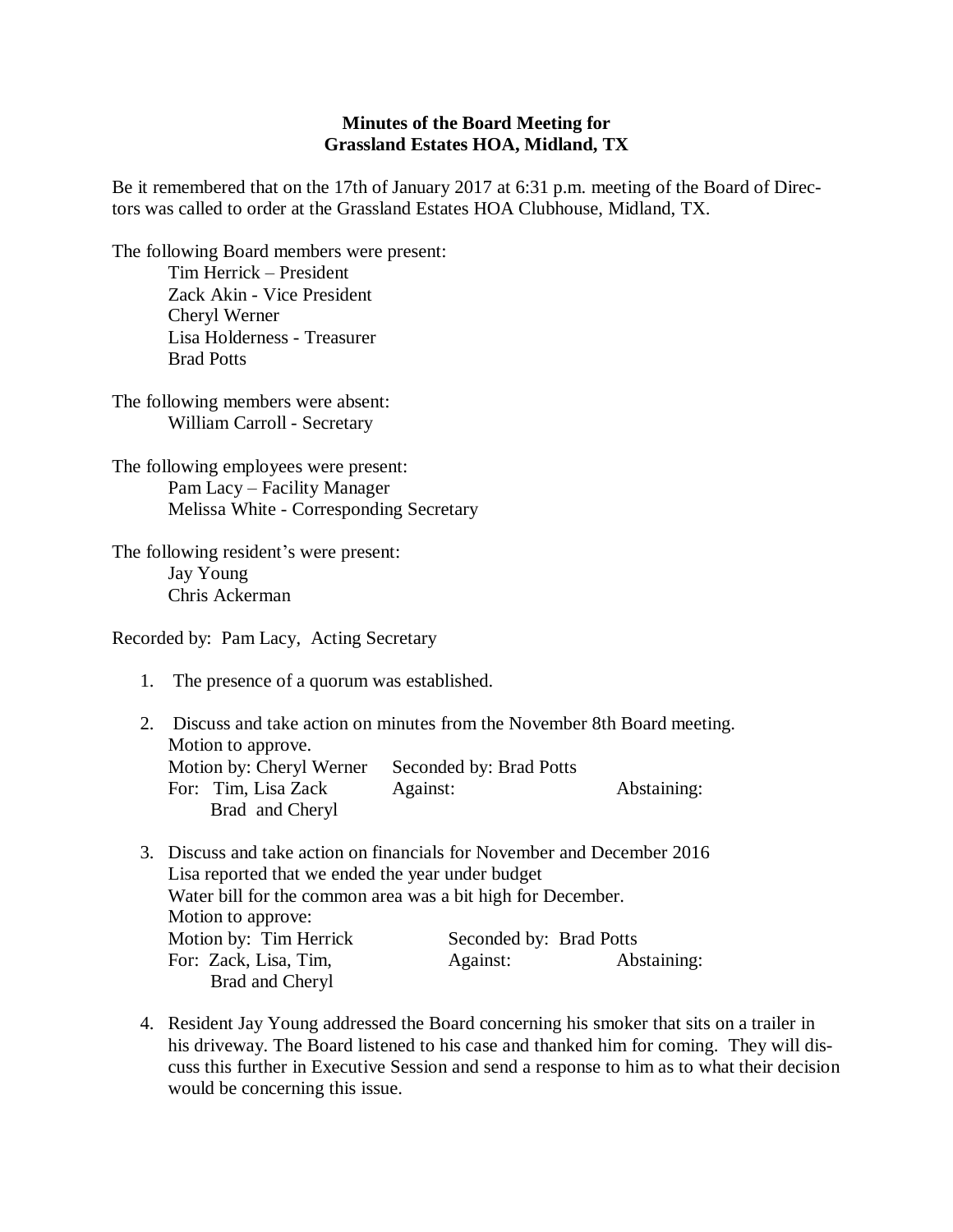**Minutes of the Board Meeting for**
**Grassland Estates HOA, Midland, TX**

Be it remembered that on the 17th of January 2017 at 6:31 p.m. meeting of the Board of Directors was called to order at the Grassland Estates HOA Clubhouse, Midland, TX.

The following Board members were present:

- Tim Herrick – President
- Zack Akin - Vice President
- Cheryl Werner
- Lisa Holderness - Treasurer
- Brad Potts

The following members were absent:

- William Carroll - Secretary

The following employees were present:

- Pam Lacy – Facility Manager
- Melissa White - Corresponding Secretary

The following resident's were present:

- Jay Young
- Chris Ackerman

Recorded by: Pam Lacy, Acting Secretary

1. The presence of a quorum was established.

2. Discuss and take action on minutes from the November 8th Board meeting.
   Motion to approve.
   Motion by: Cheryl Werner Seconded by: Brad Potts
   For: Tim, Lisa Zack Brad and Cheryl Against: Abstaining:

3. Discuss and take action on financials for November and December 2016
   Lisa reported that we ended the year under budget
   Water bill for the common area was a bit high for December.
   Motion to approve:
   Motion by: Tim Herrick Seconded by: Brad Potts
   For: Zack, Lisa, Tim, Brad and Cheryl Against: Abstaining:

4. Resident Jay Young addressed the Board concerning his smoker that sits on a trailer in his driveway. The Board listened to his case and thanked him for coming. They will discuss this further in Executive Session and send a response to him as to what their decision would be concerning this issue.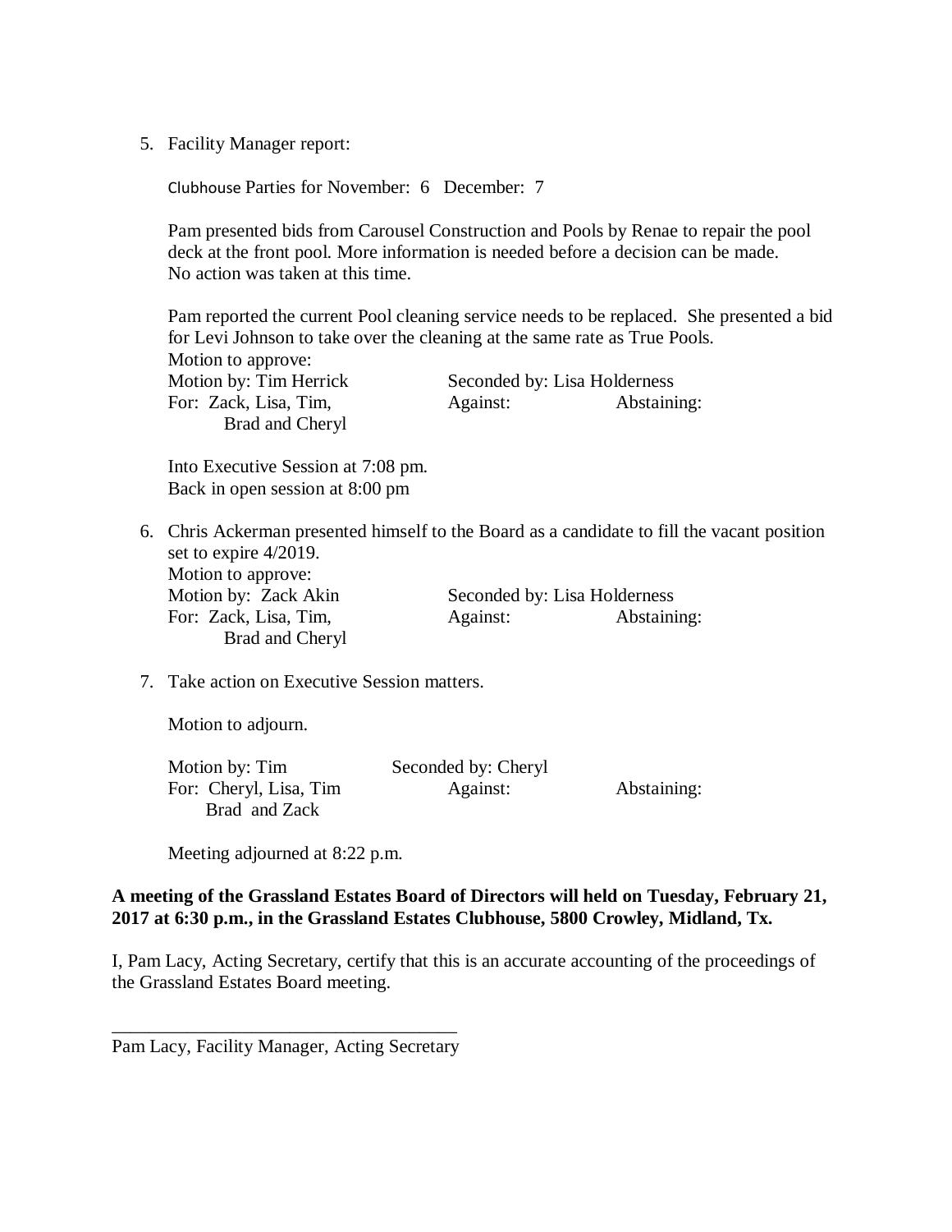5. Facility Manager report:

   Clubhouse Parties for November: 6 December: 7

   Pam presented bids from Carousel Construction and Pools by Renae to repair the pool deck at the front pool. More information is needed before a decision can be made. No action was taken at this time.

   Pam reported the current Pool cleaning service needs to be replaced. She presented a bid for Levi Johnson to take over the cleaning at the same rate as True Pools.
   Motion to approve:

   | | | |
   |---|---|---|
   | Motion by: Tim Herrick | Seconded by: Lisa Holderness | |
   | For: Zack, Lisa, Tim, Brad and Cheryl | Against: | Abstaining: |

   Into Executive Session at 7:08 pm.
   Back in open session at 8:00 pm

6. Chris Ackerman presented himself to the Board as a candidate to fill the vacant position set to expire 4/2019.
   Motion to approve:

   | | | |
   |---|---|---|
   | Motion by: Zack Akin | Seconded by: Lisa Holderness | |
   | For: Zack, Lisa, Tim, Brad and Cheryl | Against: | Abstaining: |

7. Take action on Executive Session matters.

   Motion to adjourn.

   | | | |
   |---|---|---|
   | Motion by: Tim | Seconded by: Cheryl | |
   | For: Cheryl, Lisa, Tim Brad and Zack | Against: | Abstaining: |

   Meeting adjourned at 8:22 p.m.

**A meeting of the Grassland Estates Board of Directors will held on Tuesday, February 21, 2017 at 6:30 p.m., in the Grassland Estates Clubhouse, 5800 Crowley, Midland, Tx.**

I, Pam Lacy, Acting Secretary, certify that this is an accurate accounting of the proceedings of the Grassland Estates Board meeting.

\_\_\_\_\_\_\_\_\_\_\_\_\_\_\_\_\_\_\_\_\_\_\_\_\_\_\_\_\_\_\_\_\_\_\_\_\_\_

Pam Lacy, Facility Manager, Acting Secretary